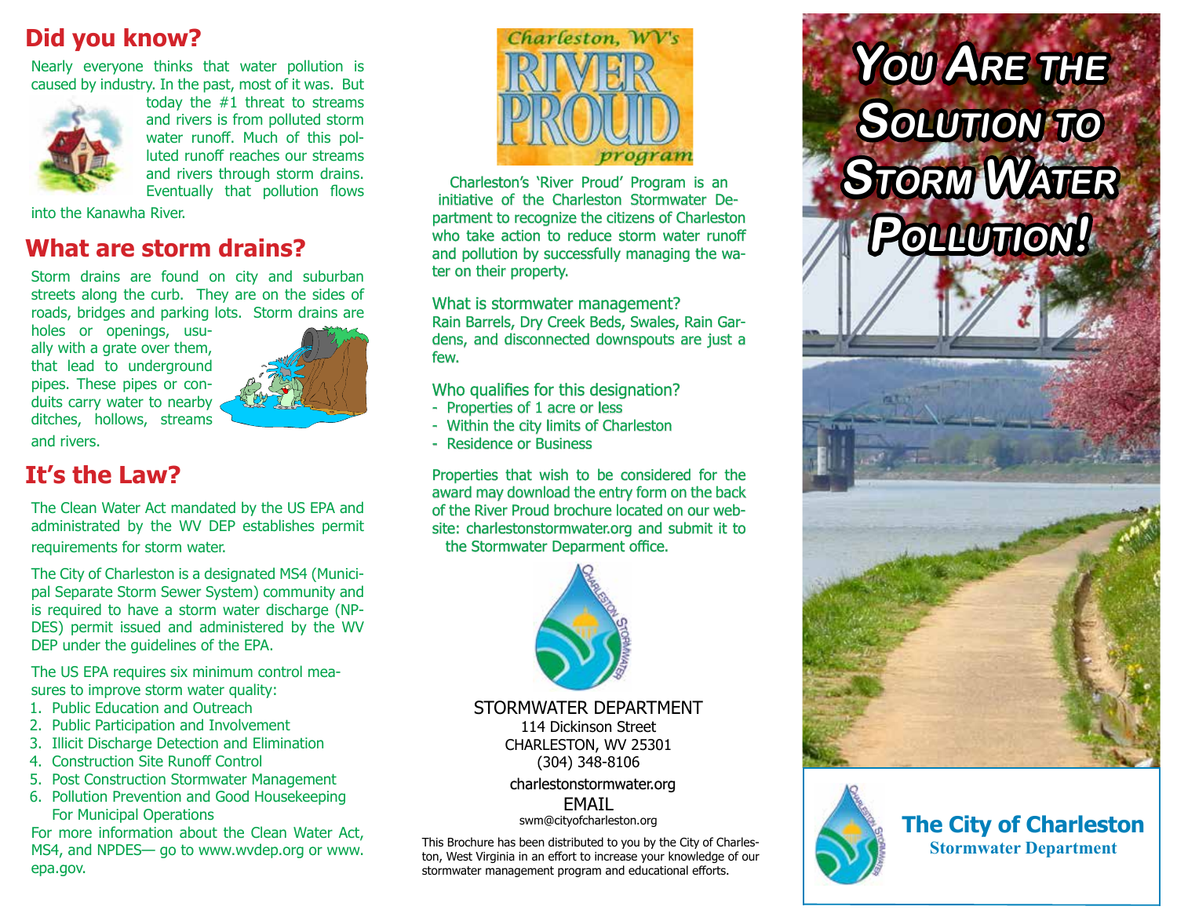## Did you know?

Nearly everyone thinks that water pollution is caused by industry. In the past, most of it was. But today the #1 threat to streams and rivers is from polluted storm water runoff. Much of this polluted runoff reaches our streams and rivers through storm drains. Eventually that pollution flows into the Kanawha River.

## What are storm drains?

Storm drains are found on city and suburban streets along the curb. They are on the sides of roads, bridges and parking lots. Storm drains are holes or openings, usually with a grate over them, that lead to underground pipes. These pipes or conduits carry water to nearby ditches, hollows, streams and rivers.

## It's the Law?

The Clean Water Act mandated by the US EPA and administrated by the WV DEP establishes permit requirements for storm water.

The City of Charleston is a designated MS4 (Municipal Separate Storm Sewer System) community and is required to have a storm water discharge (NPDES) permit issued and administered by the WV DEP under the guidelines of the EPA.

The US EPA requires six minimum control measures to improve storm water quality:

1. Public Education and Outreach
2. Public Participation and Involvement
3. Illicit Discharge Detection and Elimination
4. Construction Site Runoff Control
5. Post Construction Stormwater Management
6. Pollution Prevention and Good Housekeeping For Municipal Operations

For more information about the Clean Water Act, MS4, and NPDES— go to www.wvdep.org or www.epa.gov.

Charleston, WV's RIVER PROUD program

Charleston's 'River Proud' Program is an initiative of the Charleston Stormwater Department to recognize the citizens of Charleston who take action to reduce storm water runoff and pollution by successfully managing the water on their property.

What is stormwater management?
Rain Barrels, Dry Creek Beds, Swales, Rain Gardens, and disconnected downspouts are just a few.

Who qualifies for this designation?
- Properties of 1 acre or less
- Within the city limits of Charleston
- Residence or Business

Properties that wish to be considered for the award may download the entry form on the back of the River Proud brochure located on our website: charlestonstormwater.org and submit it to the Stormwater Deparment office.

STORMWATER DEPARTMENT
114 Dickinson Street
CHARLESTON, WV 25301
(304) 348-8106

charlestonstormwater.org
EMAIL
swm@cityofcharleston.org

This Brochure has been distributed to you by the City of Charleston, West Virginia in an effort to increase your knowledge of our stormwater management program and educational efforts.

# You Are the Solution to Storm Water Pollution!

**The City of Charleston**
**Stormwater Department**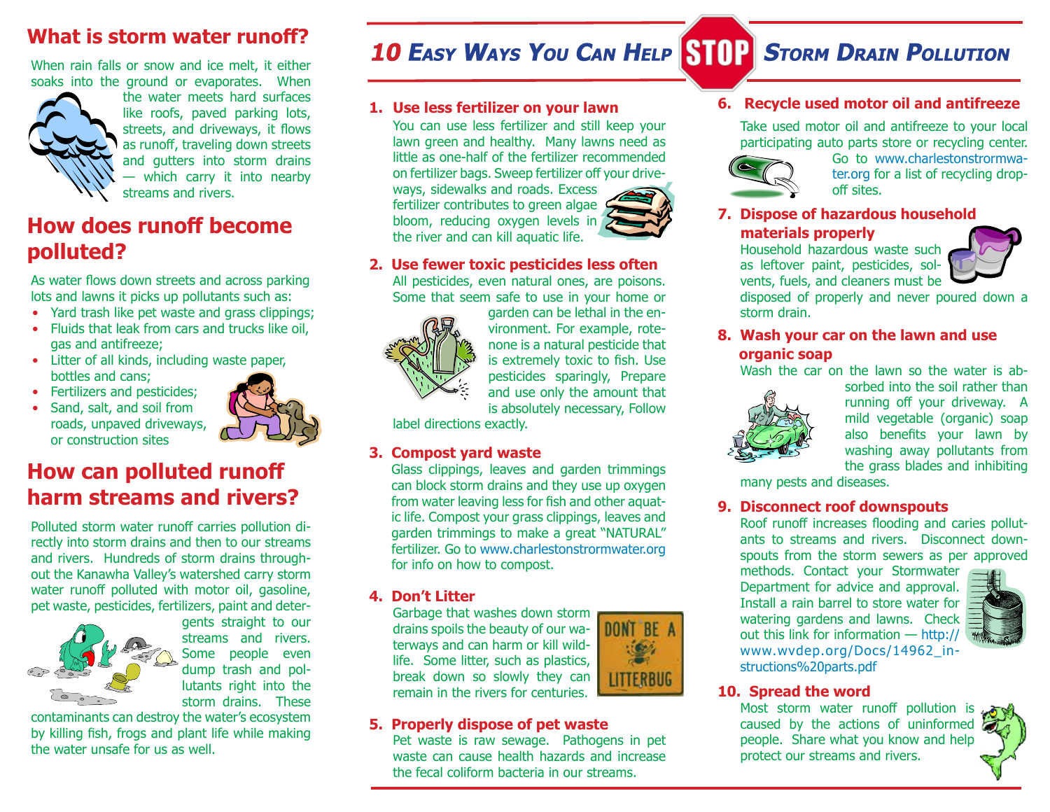## What is storm water runoff?

When rain falls or snow and ice melt, it either soaks into the ground or evaporates. When the water meets hard surfaces like roofs, paved parking lots, streets, and driveways, it flows as runoff, traveling down streets and gutters into storm drains — which carry it into nearby streams and rivers.

## How does runoff become polluted?

As water flows down streets and across parking lots and lawns it picks up pollutants such as:

- Yard trash like pet waste and grass clippings;
- Fluids that leak from cars and trucks like oil, gas and antifreeze;
- Litter of all kinds, including waste paper, bottles and cans;
- Fertilizers and pesticides;
- Sand, salt, and soil from roads, unpaved driveways, or construction sites

## How can polluted runoff harm streams and rivers?

Polluted storm water runoff carries pollution directly into storm drains and then to our streams and rivers. Hundreds of storm drains throughout the Kanawha Valley's watershed carry storm water runoff polluted with motor oil, gasoline, pet waste, pesticides, fertilizers, paint and detergents straight to our streams and rivers. Some people even dump trash and pollutants right into the storm drains. These contaminants can destroy the water's ecosystem by killing fish, frogs and plant life while making the water unsafe for us as well.

# *10 Easy Ways You Can Help STOP Storm Drain Pollution*

### 1. Use less fertilizer on your lawn

You can use less fertilizer and still keep your lawn green and healthy. Many lawns need as little as one-half of the fertilizer recommended on fertilizer bags. Sweep fertilizer off your driveways, sidewalks and roads. Excess fertilizer contributes to green algae bloom, reducing oxygen levels in the river and can kill aquatic life.

### 2. Use fewer toxic pesticides less often

All pesticides, even natural ones, are poisons. Some that seem safe to use in your home or garden can be lethal in the environment. For example, rotenone is a natural pesticide that is extremely toxic to fish. Use pesticides sparingly, Prepare and use only the amount that is absolutely necessary, Follow label directions exactly.

### 3. Compost yard waste

Glass clippings, leaves and garden trimmings can block storm drains and they use up oxygen from water leaving less for fish and other aquatic life. Compost your grass clippings, leaves and garden trimmings to make a great "NATURAL" fertilizer. Go to www.charlestonstormwater.org for info on how to compost.

### 4. Don't Litter

Garbage that washes down storm drains spoils the beauty of our waterways and can harm or kill wildlife. Some litter, such as plastics, break down so slowly they can remain in the rivers for centuries.

DON'T BE A LITTERBUG

### 5. Properly dispose of pet waste

Pet waste is raw sewage. Pathogens in pet waste can cause health hazards and increase the fecal coliform bacteria in our streams.

### 6. Recycle used motor oil and antifreeze

Take used motor oil and antifreeze to your local participating auto parts store or recycling center. Go to www.charlestonstrormwater.org for a list of recycling drop-off sites.

### 7. Dispose of hazardous household materials properly

Household hazardous waste such as leftover paint, pesticides, solvents, fuels, and cleaners must be disposed of properly and never poured down a storm drain.

### 8. Wash your car on the lawn and use organic soap

Wash the car on the lawn so the water is absorbed into the soil rather than running off your driveway. A mild vegetable (organic) soap also benefits your lawn by washing away pollutants from the grass blades and inhibiting many pests and diseases.

### 9. Disconnect roof downspouts

Roof runoff increases flooding and caries pollutants to streams and rivers. Disconnect downspouts from the storm sewers as per approved methods. Contact your Stormwater Department for advice and approval. Install a rain barrel to store water for watering gardens and lawns. Check out this link for information — http://www.wvdep.org/Docs/14962_instructions%20parts.pdf

### 10. Spread the word

Most storm water runoff pollution is caused by the actions of uninformed people. Share what you know and help protect our streams and rivers.